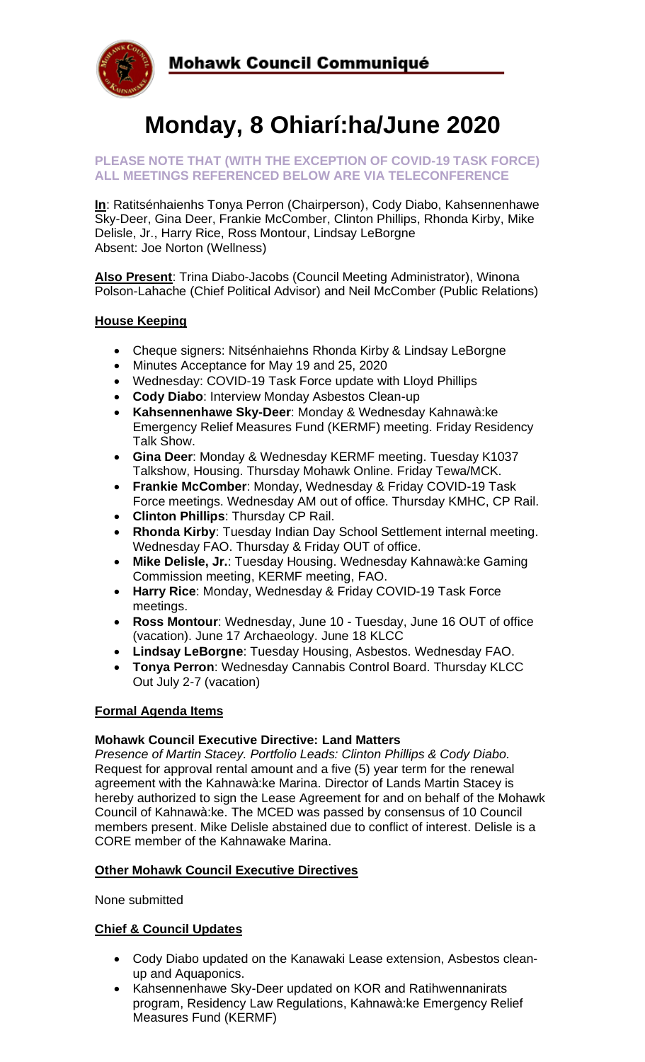## Mohawk Council Communiqué

# Monday, 8 Ohiarí:ha/June 2020

**PLEASE NOTE THAT (WITH THE EXCEPTION OF COVID-19 TASK FORCE) ALL MEETINGS REFERENCED BELOW ARE VIA TELECONFERENCE**

**In**: Ratitsénhaienhs Tonya Perron (Chairperson), Cody Diabo, Kahsennenhawe Sky-Deer, Gina Deer, Frankie McComber, Clinton Phillips, Rhonda Kirby, Mike Delisle, Jr., Harry Rice, Ross Montour, Lindsay LeBorgne
Absent: Joe Norton (Wellness)

**Also Present**: Trina Diabo-Jacobs (Council Meeting Administrator), Winona Polson-Lahache (Chief Political Advisor) and Neil McComber (Public Relations)

### House Keeping

- Cheque signers: Nitsénhaiehns Rhonda Kirby & Lindsay LeBorgne
- Minutes Acceptance for May 19 and 25, 2020
- Wednesday: COVID-19 Task Force update with Lloyd Phillips
- **Cody Diabo**: Interview Monday Asbestos Clean-up
- **Kahsennenhawe Sky-Deer**: Monday & Wednesday Kahnawà:ke Emergency Relief Measures Fund (KERMF) meeting. Friday Residency Talk Show.
- **Gina Deer**: Monday & Wednesday KERMF meeting. Tuesday K1037 Talkshow, Housing. Thursday Mohawk Online. Friday Tewa/MCK.
- **Frankie McComber**: Monday, Wednesday & Friday COVID-19 Task Force meetings. Wednesday AM out of office. Thursday KMHC, CP Rail.
- **Clinton Phillips**: Thursday CP Rail.
- **Rhonda Kirby**: Tuesday Indian Day School Settlement internal meeting. Wednesday FAO. Thursday & Friday OUT of office.
- **Mike Delisle, Jr.**: Tuesday Housing. Wednesday Kahnawà:ke Gaming Commission meeting, KERMF meeting, FAO.
- **Harry Rice**: Monday, Wednesday & Friday COVID-19 Task Force meetings.
- **Ross Montour**: Wednesday, June 10 - Tuesday, June 16 OUT of office (vacation). June 17 Archaeology. June 18 KLCC
- **Lindsay LeBorgne**: Tuesday Housing, Asbestos. Wednesday FAO.
- **Tonya Perron**: Wednesday Cannabis Control Board. Thursday KLCC Out July 2-7 (vacation)

### Formal Agenda Items

**Mohawk Council Executive Directive: Land Matters**
*Presence of Martin Stacey. Portfolio Leads: Clinton Phillips & Cody Diabo.*
Request for approval rental amount and a five (5) year term for the renewal agreement with the Kahnawà:ke Marina. Director of Lands Martin Stacey is hereby authorized to sign the Lease Agreement for and on behalf of the Mohawk Council of Kahnawà:ke. The MCED was passed by consensus of 10 Council members present. Mike Delisle abstained due to conflict of interest. Delisle is a CORE member of the Kahnawake Marina.

### Other Mohawk Council Executive Directives

None submitted

### Chief & Council Updates

- Cody Diabo updated on the Kanawaki Lease extension, Asbestos clean-up and Aquaponics.
- Kahsennenhawe Sky-Deer updated on KOR and Ratihwennanirats program, Residency Law Regulations, Kahnawà:ke Emergency Relief Measures Fund (KERMF)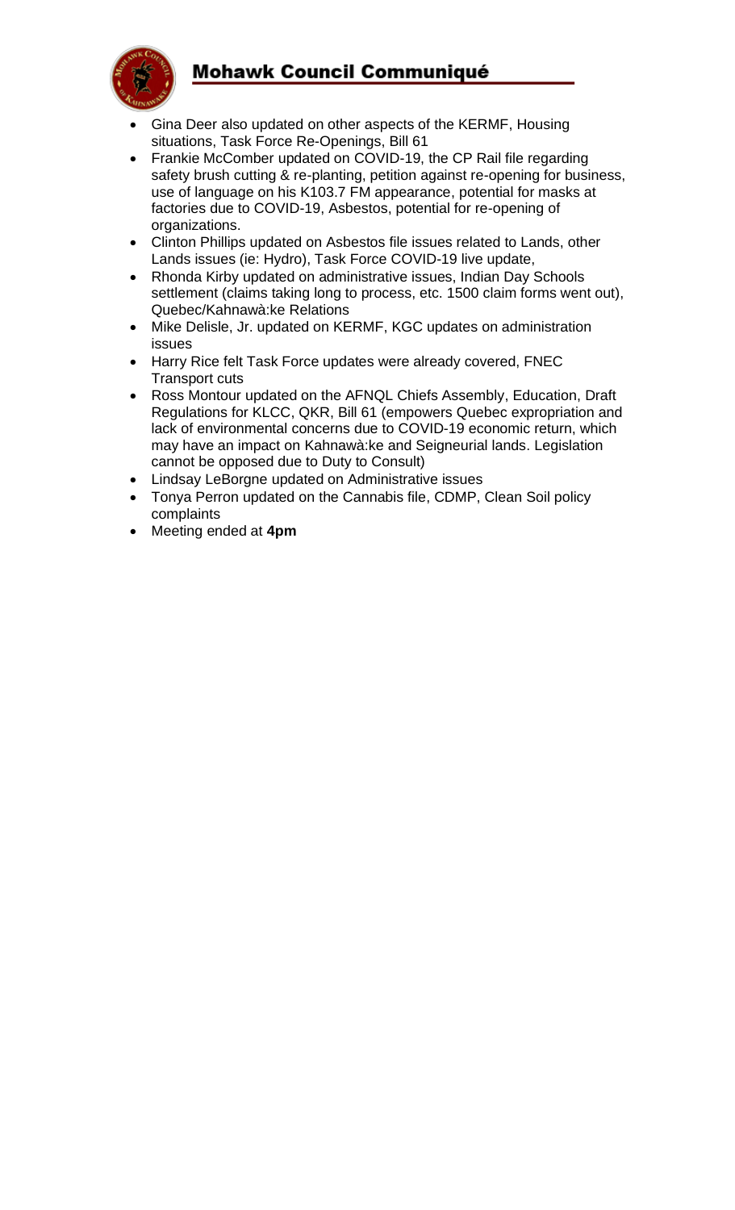- Gina Deer also updated on other aspects of the KERMF, Housing situations, Task Force Re-Openings, Bill 61
- Frankie McComber updated on COVID-19, the CP Rail file regarding safety brush cutting & re-planting, petition against re-opening for business, use of language on his K103.7 FM appearance, potential for masks at factories due to COVID-19, Asbestos, potential for re-opening of organizations.
- Clinton Phillips updated on Asbestos file issues related to Lands, other Lands issues (ie: Hydro), Task Force COVID-19 live update,
- Rhonda Kirby updated on administrative issues, Indian Day Schools settlement (claims taking long to process, etc. 1500 claim forms went out), Quebec/Kahnawà:ke Relations
- Mike Delisle, Jr. updated on KERMF, KGC updates on administration issues
- Harry Rice felt Task Force updates were already covered, FNEC Transport cuts
- Ross Montour updated on the AFNQL Chiefs Assembly, Education, Draft Regulations for KLCC, QKR, Bill 61 (empowers Quebec expropriation and lack of environmental concerns due to COVID-19 economic return, which may have an impact on Kahnawà:ke and Seigneurial lands. Legislation cannot be opposed due to Duty to Consult)
- Lindsay LeBorgne updated on Administrative issues
- Tonya Perron updated on the Cannabis file, CDMP, Clean Soil policy complaints
- Meeting ended at **4pm**